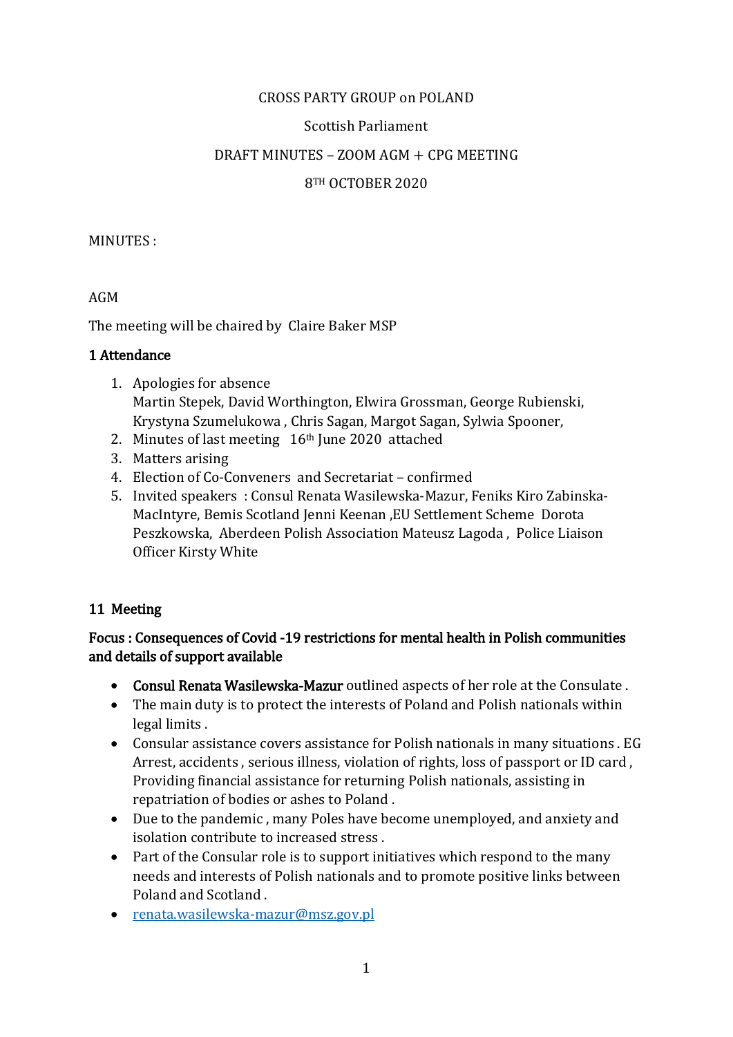CROSS PARTY GROUP on POLAND

Scottish Parliament

DRAFT MINUTES – ZOOM AGM + CPG MEETING

8TH OCTOBER 2020

MINUTES :

AGM

The meeting will be chaired by Claire Baker MSP

**1 Attendance**

1. Apologies for absence
   Martin Stepek, David Worthington, Elwira Grossman, George Rubienski, Krystyna Szumelukowa , Chris Sagan, Margot Sagan, Sylwia Spooner,
2. Minutes of last meeting 16th June 2020 attached
3. Matters arising
4. Election of Co-Conveners and Secretariat – confirmed
5. Invited speakers : Consul Renata Wasilewska-Mazur, Feniks Kiro Zabinska-MacIntyre, Bemis Scotland Jenni Keenan ,EU Settlement Scheme Dorota Peszkowska, Aberdeen Polish Association Mateusz Lagoda , Police Liaison Officer Kirsty White

**11 Meeting**

**Focus : Consequences of Covid -19 restrictions for mental health in Polish communities and details of support available**

- **Consul Renata Wasilewska-Mazur** outlined aspects of her role at the Consulate .
- The main duty is to protect the interests of Poland and Polish nationals within legal limits .
- Consular assistance covers assistance for Polish nationals in many situations . EG Arrest, accidents , serious illness, violation of rights, loss of passport or ID card , Providing financial assistance for returning Polish nationals, assisting in repatriation of bodies or ashes to Poland .
- Due to the pandemic , many Poles have become unemployed, and anxiety and isolation contribute to increased stress .
- Part of the Consular role is to support initiatives which respond to the many needs and interests of Polish nationals and to promote positive links between Poland and Scotland .
- renata.wasilewska-mazur@msz.gov.pl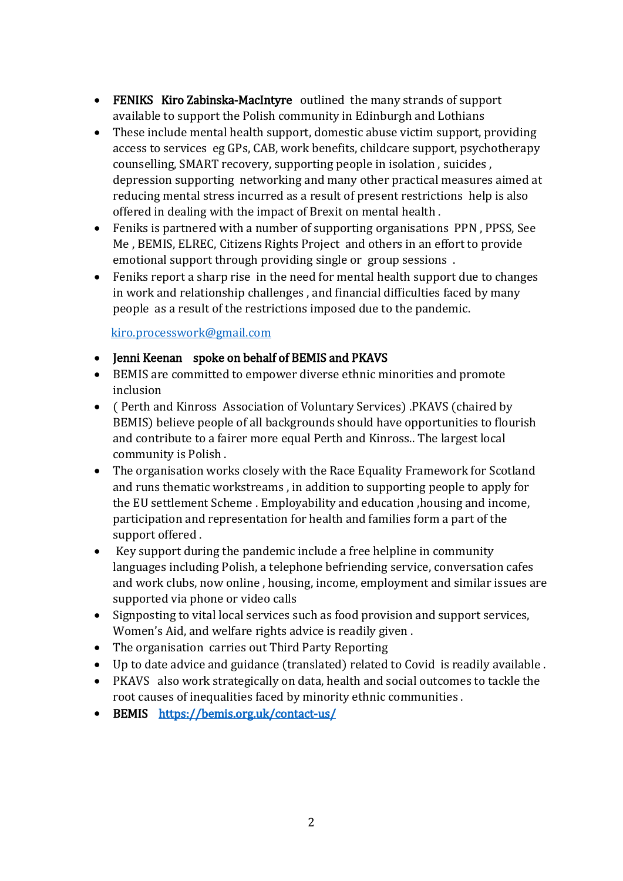- **FENIKS Kiro Zabinska-MacIntyre** outlined the many strands of support available to support the Polish community in Edinburgh and Lothians
- These include mental health support, domestic abuse victim support, providing access to services eg GPs, CAB, work benefits, childcare support, psychotherapy counselling, SMART recovery, supporting people in isolation , suicides , depression supporting networking and many other practical measures aimed at reducing mental stress incurred as a result of present restrictions help is also offered in dealing with the impact of Brexit on mental health .
- Feniks is partnered with a number of supporting organisations PPN , PPSS, See Me , BEMIS, ELREC, Citizens Rights Project and others in an effort to provide emotional support through providing single or group sessions .
- Feniks report a sharp rise in the need for mental health support due to changes in work and relationship challenges , and financial difficulties faced by many people as a result of the restrictions imposed due to the pandemic.

kiro.processwork@gmail.com

- **Jenni Keenan spoke on behalf of BEMIS and PKAVS**
- BEMIS are committed to empower diverse ethnic minorities and promote inclusion
- ( Perth and Kinross Association of Voluntary Services) .PKAVS (chaired by BEMIS) believe people of all backgrounds should have opportunities to flourish and contribute to a fairer more equal Perth and Kinross.. The largest local community is Polish .
- The organisation works closely with the Race Equality Framework for Scotland and runs thematic workstreams , in addition to supporting people to apply for the EU settlement Scheme . Employability and education ,housing and income, participation and representation for health and families form a part of the support offered .
- Key support during the pandemic include a free helpline in community languages including Polish, a telephone befriending service, conversation cafes and work clubs, now online , housing, income, employment and similar issues are supported via phone or video calls
- Signposting to vital local services such as food provision and support services, Women's Aid, and welfare rights advice is readily given .
- The organisation carries out Third Party Reporting
- Up to date advice and guidance (translated) related to Covid is readily available .
- PKAVS also work strategically on data, health and social outcomes to tackle the root causes of inequalities faced by minority ethnic communities .
- **BEMIS** https://bemis.org.uk/contact-us/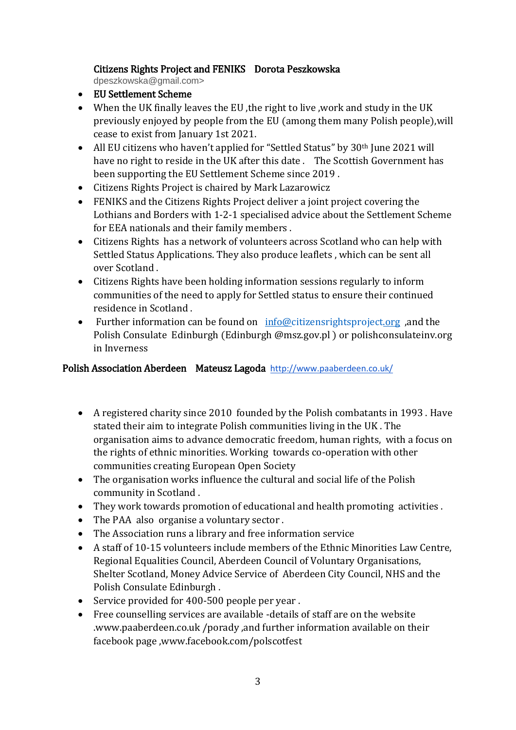**Citizens Rights Project and FENIKS Dorota Peszkowska**

dpeszkowska@gmail.com>

- **EU Settlement Scheme**
- When the UK finally leaves the EU ,the right to live ,work and study in the UK previously enjoyed by people from the EU (among them many Polish people),will cease to exist from January 1st 2021.
- All EU citizens who haven't applied for "Settled Status" by 30th June 2021 will have no right to reside in the UK after this date . The Scottish Government has been supporting the EU Settlement Scheme since 2019 .
- Citizens Rights Project is chaired by Mark Lazarowicz
- FENIKS and the Citizens Rights Project deliver a joint project covering the Lothians and Borders with 1-2-1 specialised advice about the Settlement Scheme for EEA nationals and their family members .
- Citizens Rights has a network of volunteers across Scotland who can help with Settled Status Applications. They also produce leaflets , which can be sent all over Scotland .
- Citizens Rights have been holding information sessions regularly to inform communities of the need to apply for Settled status to ensure their continued residence in Scotland .
- Further information can be found on info@citizensrightsproject.org ,and the Polish Consulate Edinburgh (Edinburgh @msz.gov.pl ) or polishconsulateinv.org in Inverness

**Polish Association Aberdeen Mateusz Lagoda** http://www.paaberdeen.co.uk/

- A registered charity since 2010 founded by the Polish combatants in 1993 . Have stated their aim to integrate Polish communities living in the UK . The organisation aims to advance democratic freedom, human rights, with a focus on the rights of ethnic minorities. Working towards co-operation with other communities creating European Open Society
- The organisation works influence the cultural and social life of the Polish community in Scotland .
- They work towards promotion of educational and health promoting activities .
- The PAA also organise a voluntary sector .
- The Association runs a library and free information service
- A staff of 10-15 volunteers include members of the Ethnic Minorities Law Centre, Regional Equalities Council, Aberdeen Council of Voluntary Organisations, Shelter Scotland, Money Advice Service of Aberdeen City Council, NHS and the Polish Consulate Edinburgh .
- Service provided for 400-500 people per year .
- Free counselling services are available -details of staff are on the website .www.paaberdeen.co.uk /porady ,and further information available on their facebook page ,www.facebook.com/polscotfest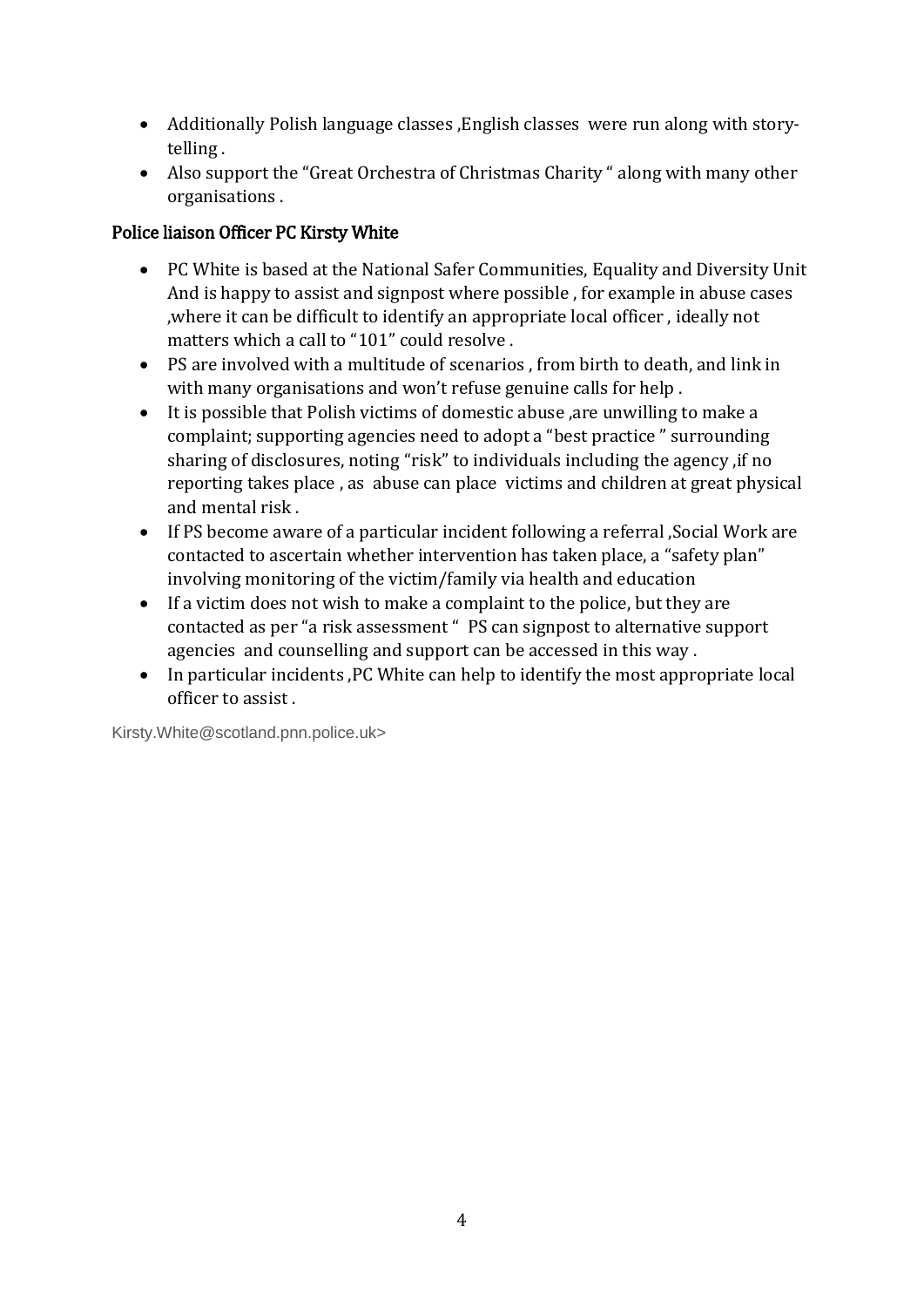- Additionally Polish language classes ,English classes were run along with story-telling .
- Also support the "Great Orchestra of Christmas Charity " along with many other organisations .

### Police liaison Officer PC Kirsty White

- PC White is based at the National Safer Communities, Equality and Diversity Unit And is happy to assist and signpost where possible , for example in abuse cases ,where it can be difficult to identify an appropriate local officer , ideally not matters which a call to "101" could resolve .
- PS are involved with a multitude of scenarios , from birth to death, and link in with many organisations and won't refuse genuine calls for help .
- It is possible that Polish victims of domestic abuse ,are unwilling to make a complaint; supporting agencies need to adopt a "best practice " surrounding sharing of disclosures, noting "risk" to individuals including the agency ,if no reporting takes place , as abuse can place victims and children at great physical and mental risk .
- If PS become aware of a particular incident following a referral ,Social Work are contacted to ascertain whether intervention has taken place, a "safety plan" involving monitoring of the victim/family via health and education
- If a victim does not wish to make a complaint to the police, but they are contacted as per "a risk assessment " PS can signpost to alternative support agencies and counselling and support can be accessed in this way .
- In particular incidents ,PC White can help to identify the most appropriate local officer to assist .

Kirsty.White@scotland.pnn.police.uk>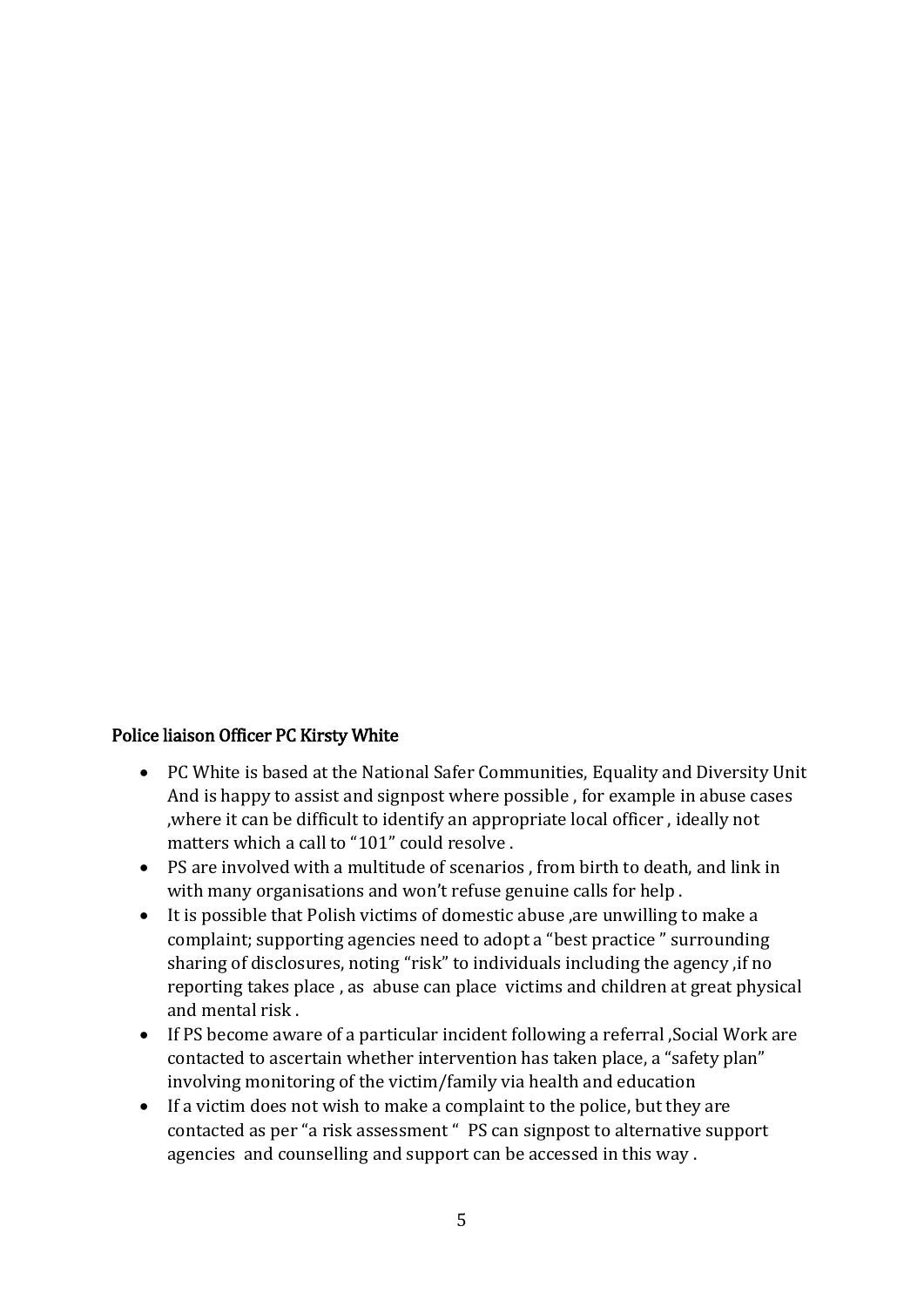### Police liaison Officer PC Kirsty White

- PC White is based at the National Safer Communities, Equality and Diversity Unit And is happy to assist and signpost where possible , for example in abuse cases ,where it can be difficult to identify an appropriate local officer , ideally not matters which a call to "101" could resolve .
- PS are involved with a multitude of scenarios , from birth to death, and link in with many organisations and won't refuse genuine calls for help .
- It is possible that Polish victims of domestic abuse ,are unwilling to make a complaint; supporting agencies need to adopt a "best practice " surrounding sharing of disclosures, noting "risk" to individuals including the agency ,if no reporting takes place , as abuse can place victims and children at great physical and mental risk .
- If PS become aware of a particular incident following a referral ,Social Work are contacted to ascertain whether intervention has taken place, a "safety plan" involving monitoring of the victim/family via health and education
- If a victim does not wish to make a complaint to the police, but they are contacted as per "a risk assessment " PS can signpost to alternative support agencies and counselling and support can be accessed in this way .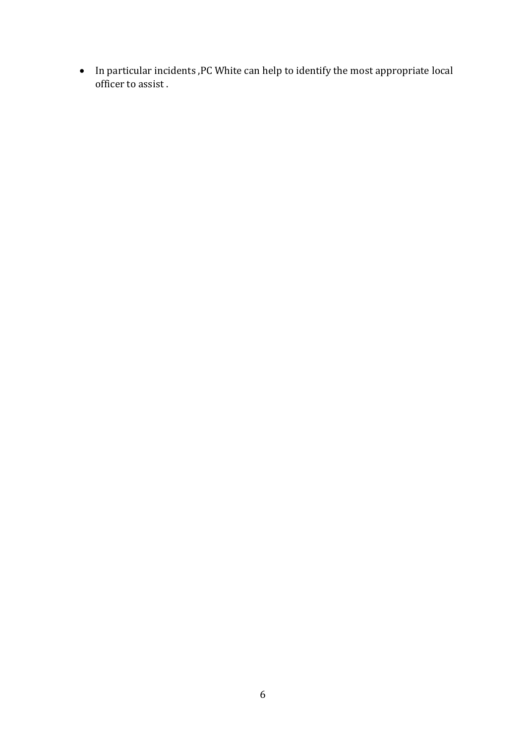- In particular incidents ,PC White can help to identify the most appropriate local officer to assist .